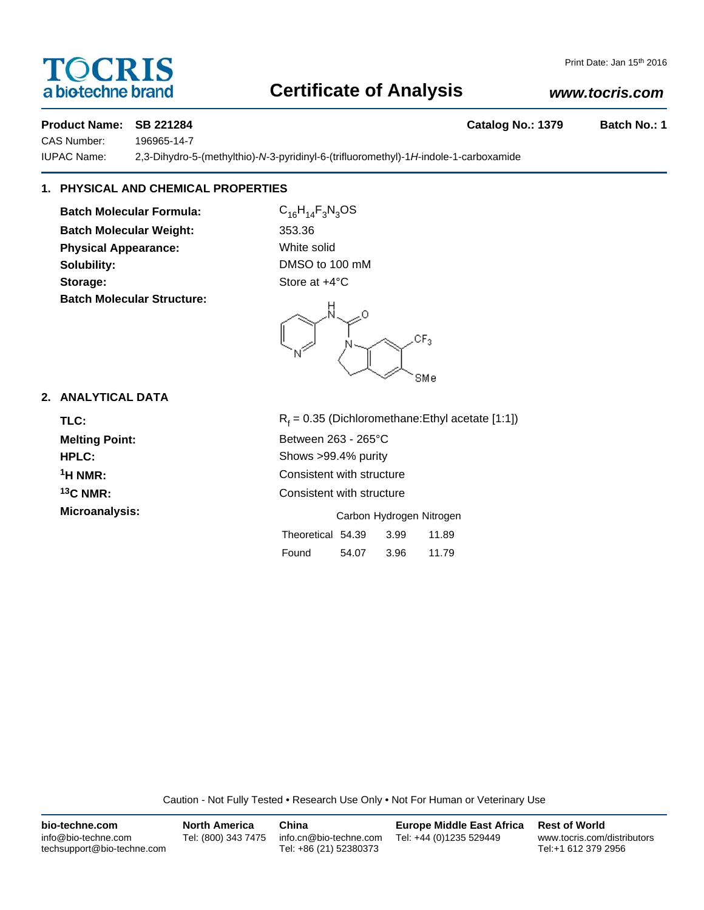**TOCRIS**
a biotechne brand

# Certificate of Analysis

Print Date: Jan 15th 2016

www.tocris.com

**Product Name: SB 221284** **Catalog No.: 1379** **Batch No.: 1**

CAS Number: 196965-14-7

IUPAC Name: 2,3-Dihydro-5-(methylthio)-*N*-3-pyridinyl-6-(trifluoromethyl)-1*H*-indole-1-carboxamide

## 1. PHYSICAL AND CHEMICAL PROPERTIES

**Batch Molecular Formula:** $C_{16}H_{14}F_3N_3OS$

**Batch Molecular Weight:** 353.36

**Physical Appearance:** White solid

**Solubility:** DMSO to 100 mM

**Storage:** Store at +4°C

**Batch Molecular Structure:**

## 2. ANALYTICAL DATA

**TLC:** $R_f$ = 0.35 (Dichloromethane:Ethyl acetate [1:1])

**Melting Point:** Between 263 - 265°C

**HPLC:** Shows >99.4% purity

**$^1$H NMR:** Consistent with structure

**$^{13}$C NMR:** Consistent with structure

**Microanalysis:**

| | Carbon | Hydrogen | Nitrogen |
|---|---|---|---|
| Theoretical | 54.39 | 3.99 | 11.89 |
| Found | 54.07 | 3.96 | 11.79 |

Caution - Not Fully Tested • Research Use Only • Not For Human or Veterinary Use

**bio-techne.com**
info@bio-techne.com
techsupport@bio-techne.com

**North America**
Tel: (800) 343 7475

**China**
info.cn@bio-techne.com
Tel: +86 (21) 52380373

**Europe Middle East Africa**
Tel: +44 (0)1235 529449

**Rest of World**
www.tocris.com/distributors
Tel:+1 612 379 2956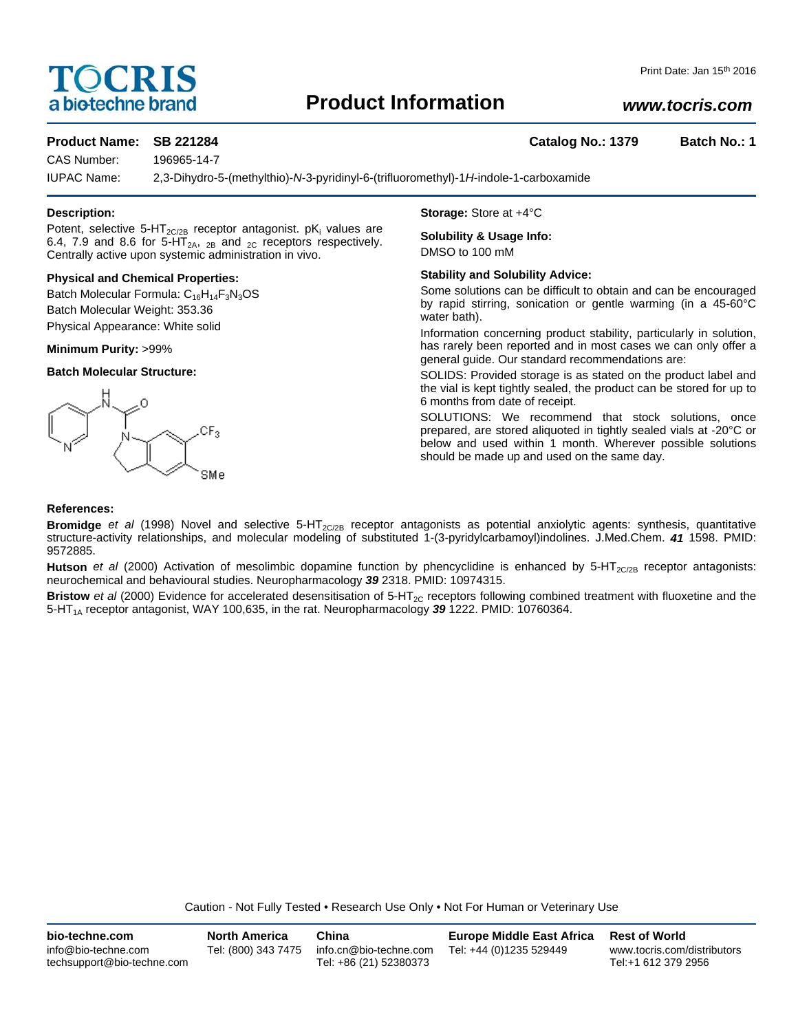# Product Information

Print Date: Jan 15th 2016

www.tocris.com

**Product Name: SB 221284** **Catalog No.: 1379** **Batch No.: 1**

CAS Number: 196965-14-7

IUPAC Name: 2,3-Dihydro-5-(methylthio)-*N*-3-pyridinyl-6-(trifluoromethyl)-1*H*-indole-1-carboxamide

### Description:

Potent, selective 5-$HT_{2C/2B}$ receptor antagonist. $pK_i$ values are 6.4, 7.9 and 8.6 for 5-$HT_{2A,\ 2B}$ and $_{2C}$ receptors respectively. Centrally active upon systemic administration in vivo.

### Physical and Chemical Properties:

Batch Molecular Formula: $C_{16}H_{14}F_3N_3OS$

Batch Molecular Weight: 353.36

Physical Appearance: White solid

**Minimum Purity:** >99%

### Batch Molecular Structure:

H
N
O
N
N
$CF_3$
SMe

**Storage:** Store at +4°C

### Solubility & Usage Info:

DMSO to 100 mM

### Stability and Solubility Advice:

Some solutions can be difficult to obtain and can be encouraged by rapid stirring, sonication or gentle warming (in a 45-60°C water bath).

Information concerning product stability, particularly in solution, has rarely been reported and in most cases we can only offer a general guide. Our standard recommendations are:

SOLIDS: Provided storage is as stated on the product label and the vial is kept tightly sealed, the product can be stored for up to 6 months from date of receipt.

SOLUTIONS: We recommend that stock solutions, once prepared, are stored aliquoted in tightly sealed vials at -20°C or below and used within 1 month. Wherever possible solutions should be made up and used on the same day.

### References:

**Bromidge** *et al* (1998) Novel and selective 5-$HT_{2C/2B}$ receptor antagonists as potential anxiolytic agents: synthesis, quantitative structure-activity relationships, and molecular modeling of substituted 1-(3-pyridylcarbamoyl)indolines. J.Med.Chem. ***41*** 1598. PMID: 9572885.

**Hutson** *et al* (2000) Activation of mesolimbic dopamine function by phencyclidine is enhanced by 5-$HT_{2C/2B}$ receptor antagonists: neurochemical and behavioural studies. Neuropharmacology ***39*** 2318. PMID: 10974315.

**Bristow** *et al* (2000) Evidence for accelerated desensitisation of 5-$HT_{2C}$ receptors following combined treatment with fluoxetine and the 5-$HT_{1A}$ receptor antagonist, WAY 100,635, in the rat. Neuropharmacology ***39*** 1222. PMID: 10760364.

Caution - Not Fully Tested • Research Use Only • Not For Human or Veterinary Use

**bio-techne.com**
info@bio-techne.com
techsupport@bio-techne.com

**North America**
Tel: (800) 343 7475

**China**
info.cn@bio-techne.com
Tel: +86 (21) 52380373

**Europe Middle East Africa**
Tel: +44 (0)1235 529449

**Rest of World**
www.tocris.com/distributors
Tel:+1 612 379 2956